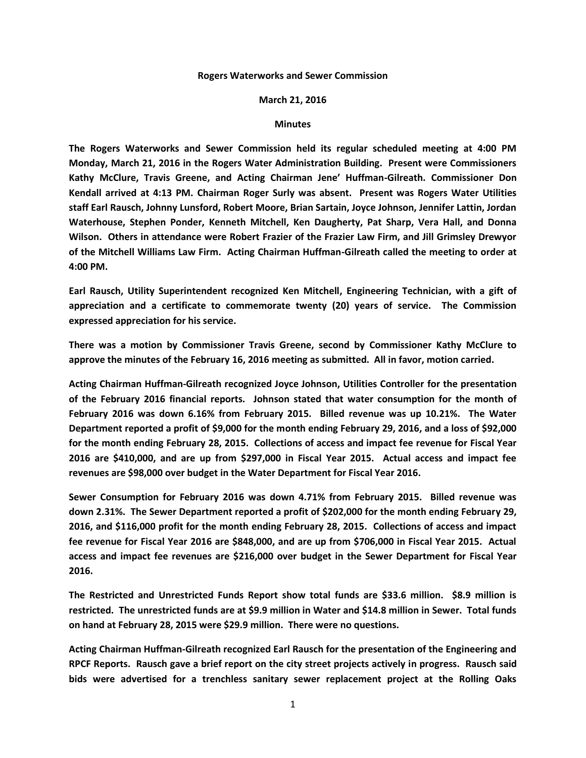**Rogers Waterworks and Sewer Commission**

**March 21, 2016**

**Minutes**

**The Rogers Waterworks and Sewer Commission held its regular scheduled meeting at 4:00 PM Monday, March 21, 2016 in the Rogers Water Administration Building. Present were Commissioners Kathy McClure, Travis Greene, and Acting Chairman Jene' Huffman-Gilreath. Commissioner Don Kendall arrived at 4:13 PM. Chairman Roger Surly was absent. Present was Rogers Water Utilities staff Earl Rausch, Johnny Lunsford, Robert Moore, Brian Sartain, Joyce Johnson, Jennifer Lattin, Jordan Waterhouse, Stephen Ponder, Kenneth Mitchell, Ken Daugherty, Pat Sharp, Vera Hall, and Donna Wilson. Others in attendance were Robert Frazier of the Frazier Law Firm, and Jill Grimsley Drewyor of the Mitchell Williams Law Firm. Acting Chairman Huffman-Gilreath called the meeting to order at 4:00 PM.**

**Earl Rausch, Utility Superintendent recognized Ken Mitchell, Engineering Technician, with a gift of appreciation and a certificate to commemorate twenty (20) years of service. The Commission expressed appreciation for his service.**

**There was a motion by Commissioner Travis Greene, second by Commissioner Kathy McClure to approve the minutes of the February 16, 2016 meeting as submitted. All in favor, motion carried.**

**Acting Chairman Huffman-Gilreath recognized Joyce Johnson, Utilities Controller for the presentation of the February 2016 financial reports. Johnson stated that water consumption for the month of February 2016 was down 6.16% from February 2015. Billed revenue was up 10.21%. The Water Department reported a profit of $9,000 for the month ending February 29, 2016, and a loss of $92,000 for the month ending February 28, 2015. Collections of access and impact fee revenue for Fiscal Year 2016 are $410,000, and are up from $297,000 in Fiscal Year 2015. Actual access and impact fee revenues are $98,000 over budget in the Water Department for Fiscal Year 2016.**

**Sewer Consumption for February 2016 was down 4.71% from February 2015. Billed revenue was down 2.31%. The Sewer Department reported a profit of $202,000 for the month ending February 29, 2016, and $116,000 profit for the month ending February 28, 2015. Collections of access and impact fee revenue for Fiscal Year 2016 are $848,000, and are up from $706,000 in Fiscal Year 2015. Actual access and impact fee revenues are $216,000 over budget in the Sewer Department for Fiscal Year 2016.**

**The Restricted and Unrestricted Funds Report show total funds are $33.6 million. $8.9 million is restricted. The unrestricted funds are at $9.9 million in Water and $14.8 million in Sewer. Total funds on hand at February 28, 2015 were $29.9 million. There were no questions.**

**Acting Chairman Huffman-Gilreath recognized Earl Rausch for the presentation of the Engineering and RPCF Reports. Rausch gave a brief report on the city street projects actively in progress. Rausch said bids were advertised for a trenchless sanitary sewer replacement project at the Rolling Oaks**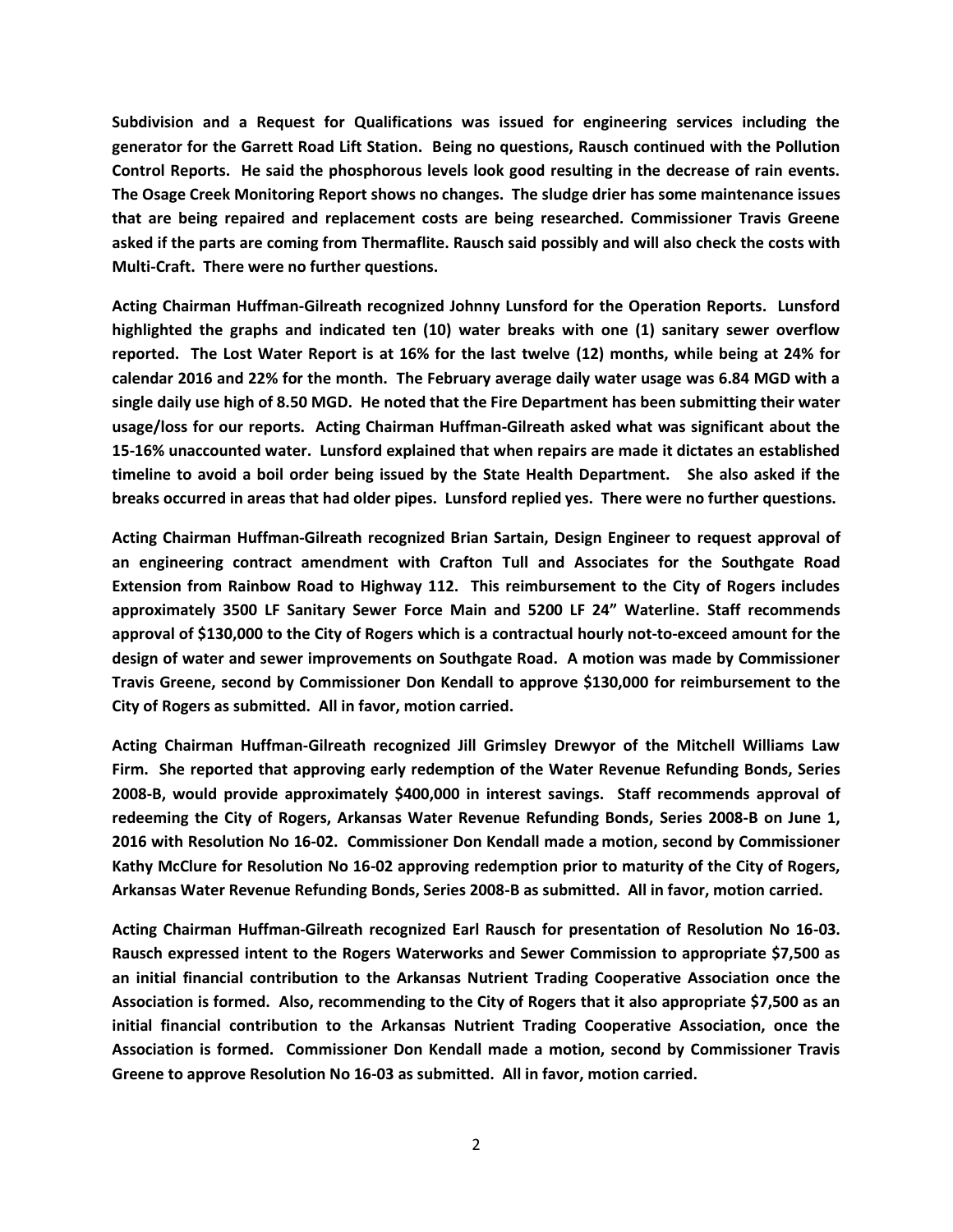**Subdivision and a Request for Qualifications was issued for engineering services including the generator for the Garrett Road Lift Station. Being no questions, Rausch continued with the Pollution Control Reports. He said the phosphorous levels look good resulting in the decrease of rain events. The Osage Creek Monitoring Report shows no changes. The sludge drier has some maintenance issues that are being repaired and replacement costs are being researched. Commissioner Travis Greene asked if the parts are coming from Thermaflite. Rausch said possibly and will also check the costs with Multi-Craft. There were no further questions.**

**Acting Chairman Huffman-Gilreath recognized Johnny Lunsford for the Operation Reports. Lunsford highlighted the graphs and indicated ten (10) water breaks with one (1) sanitary sewer overflow reported. The Lost Water Report is at 16% for the last twelve (12) months, while being at 24% for calendar 2016 and 22% for the month. The February average daily water usage was 6.84 MGD with a single daily use high of 8.50 MGD. He noted that the Fire Department has been submitting their water usage/loss for our reports. Acting Chairman Huffman-Gilreath asked what was significant about the 15-16% unaccounted water. Lunsford explained that when repairs are made it dictates an established timeline to avoid a boil order being issued by the State Health Department. She also asked if the breaks occurred in areas that had older pipes. Lunsford replied yes. There were no further questions.**

**Acting Chairman Huffman-Gilreath recognized Brian Sartain, Design Engineer to request approval of an engineering contract amendment with Crafton Tull and Associates for the Southgate Road Extension from Rainbow Road to Highway 112. This reimbursement to the City of Rogers includes approximately 3500 LF Sanitary Sewer Force Main and 5200 LF 24" Waterline. Staff recommends approval of $130,000 to the City of Rogers which is a contractual hourly not-to-exceed amount for the design of water and sewer improvements on Southgate Road. A motion was made by Commissioner Travis Greene, second by Commissioner Don Kendall to approve $130,000 for reimbursement to the City of Rogers as submitted. All in favor, motion carried.**

**Acting Chairman Huffman-Gilreath recognized Jill Grimsley Drewyor of the Mitchell Williams Law Firm. She reported that approving early redemption of the Water Revenue Refunding Bonds, Series 2008-B, would provide approximately $400,000 in interest savings. Staff recommends approval of redeeming the City of Rogers, Arkansas Water Revenue Refunding Bonds, Series 2008-B on June 1, 2016 with Resolution No 16-02. Commissioner Don Kendall made a motion, second by Commissioner Kathy McClure for Resolution No 16-02 approving redemption prior to maturity of the City of Rogers, Arkansas Water Revenue Refunding Bonds, Series 2008-B as submitted. All in favor, motion carried.**

**Acting Chairman Huffman-Gilreath recognized Earl Rausch for presentation of Resolution No 16-03. Rausch expressed intent to the Rogers Waterworks and Sewer Commission to appropriate $7,500 as an initial financial contribution to the Arkansas Nutrient Trading Cooperative Association once the Association is formed. Also, recommending to the City of Rogers that it also appropriate $7,500 as an initial financial contribution to the Arkansas Nutrient Trading Cooperative Association, once the Association is formed. Commissioner Don Kendall made a motion, second by Commissioner Travis Greene to approve Resolution No 16-03 as submitted. All in favor, motion carried.**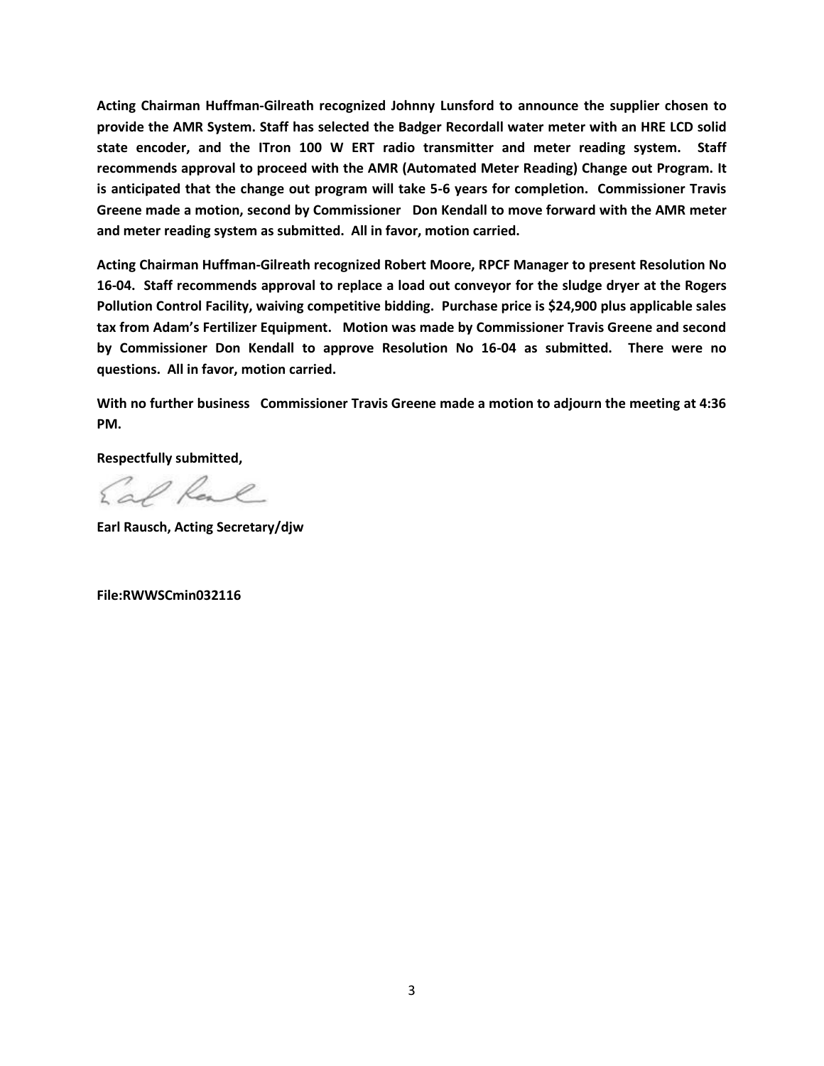**Acting Chairman Huffman-Gilreath recognized Johnny Lunsford to announce the supplier chosen to provide the AMR System. Staff has selected the Badger Recordall water meter with an HRE LCD solid state encoder, and the ITron 100 W ERT radio transmitter and meter reading system. Staff recommends approval to proceed with the AMR (Automated Meter Reading) Change out Program. It is anticipated that the change out program will take 5-6 years for completion. Commissioner Travis Greene made a motion, second by Commissioner Don Kendall to move forward with the AMR meter and meter reading system as submitted. All in favor, motion carried.**

**Acting Chairman Huffman-Gilreath recognized Robert Moore, RPCF Manager to present Resolution No 16-04. Staff recommends approval to replace a load out conveyor for the sludge dryer at the Rogers Pollution Control Facility, waiving competitive bidding. Purchase price is $24,900 plus applicable sales tax from Adam's Fertilizer Equipment. Motion was made by Commissioner Travis Greene and second by Commissioner Don Kendall to approve Resolution No 16-04 as submitted. There were no questions. All in favor, motion carried.**

**With no further business Commissioner Travis Greene made a motion to adjourn the meeting at 4:36 PM.**

**Respectfully submitted,**

**Earl Rausch, Acting Secretary/djw**

**File:RWWSCmin032116**